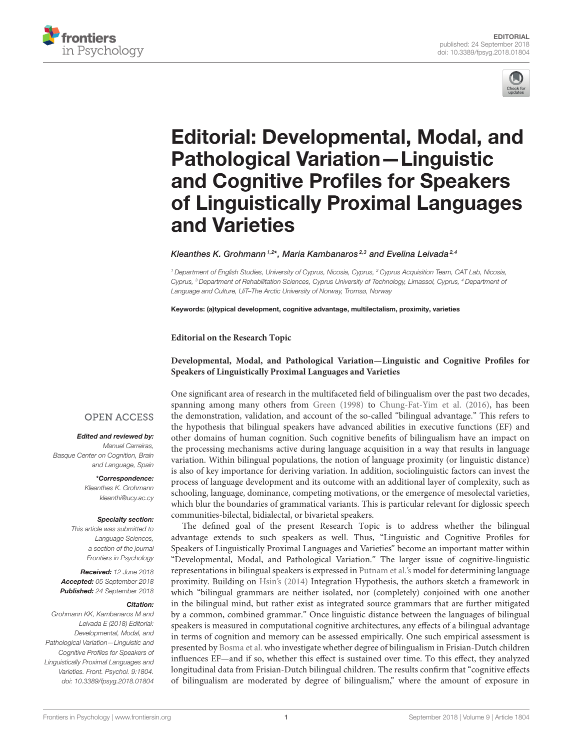EDITORIAL
published: 24 September 2018
doi: 10.3389/fpsyg.2018.01804

# Editorial: Developmental, Modal, and Pathological Variation—Linguistic and Cognitive Profiles for Speakers of Linguistically Proximal Languages and Varieties

*Kleanthes K. Grohmann*[1,2]*, *Maria Kambanaros*[2,3] *and Evelina Leivada*[2,4]

[1] Department of English Studies, University of Cyprus, Nicosia, Cyprus, [2] Cyprus Acquisition Team, CAT Lab, Nicosia, Cyprus, [3] Department of Rehabilitation Sciences, Cyprus University of Technology, Limassol, Cyprus, [4] Department of Language and Culture, UiT–The Arctic University of Norway, Tromsø, Norway

**Keywords: (a)typical development, cognitive advantage, multilectalism, proximity, varieties**

OPEN ACCESS

***Edited and reviewed by:***
*Manuel Carreiras, Basque Center on Cognition, Brain and Language, Spain*

***\*Correspondence:***
*Kleanthes K. Grohmann*
*kleanthi@ucy.ac.cy*

***Specialty section:***
*This article was submitted to Language Sciences, a section of the journal Frontiers in Psychology*

***Received:*** *12 June 2018*
***Accepted:*** *05 September 2018*
***Published:*** *24 September 2018*

***Citation:***
*Grohmann KK, Kambanaros M and Leivada E (2018) Editorial: Developmental, Modal, and Pathological Variation—Linguistic and Cognitive Profiles for Speakers of Linguistically Proximal Languages and Varieties. Front. Psychol. 9:1804. doi: 10.3389/fpsyg.2018.01804*

**Editorial on the Research Topic**

**Developmental, Modal, and Pathological Variation—Linguistic and Cognitive Profiles for Speakers of Linguistically Proximal Languages and Varieties**

One significant area of research in the multifaceted field of bilingualism over the past two decades, spanning among many others from Green (1998) to Chung-Fat-Yim et al. (2016), has been the demonstration, validation, and account of the so-called "bilingual advantage." This refers to the hypothesis that bilingual speakers have advanced abilities in executive functions (EF) and other domains of human cognition. Such cognitive benefits of bilingualism have an impact on the processing mechanisms active during language acquisition in a way that results in language variation. Within bilingual populations, the notion of language proximity (or linguistic distance) is also of key importance for deriving variation. In addition, sociolinguistic factors can invest the process of language development and its outcome with an additional layer of complexity, such as schooling, language, dominance, competing motivations, or the emergence of mesolectal varieties, which blur the boundaries of grammatical variants. This is particular relevant for diglossic speech communities-bilectal, bidialectal, or bivarietal speakers.

The defined goal of the present Research Topic is to address whether the bilingual advantage extends to such speakers as well. Thus, "Linguistic and Cognitive Profiles for Speakers of Linguistically Proximal Languages and Varieties" become an important matter within "Developmental, Modal, and Pathological Variation." The larger issue of cognitive-linguistic representations in bilingual speakers is expressed in Putnam et al.'s model for determining language proximity. Building on Hsin's (2014) Integration Hypothesis, the authors sketch a framework in which "bilingual grammars are neither isolated, nor (completely) conjoined with one another in the bilingual mind, but rather exist as integrated source grammars that are further mitigated by a common, combined grammar." Once linguistic distance between the languages of bilingual speakers is measured in computational cognitive architectures, any effects of a bilingual advantage in terms of cognition and memory can be assessed empirically. One such empirical assessment is presented by Bosma et al. who investigate whether degree of bilingualism in Frisian-Dutch children influences EF—and if so, whether this effect is sustained over time. To this effect, they analyzed longitudinal data from Frisian-Dutch bilingual children. The results confirm that "cognitive effects of bilingualism are moderated by degree of bilingualism," where the amount of exposure in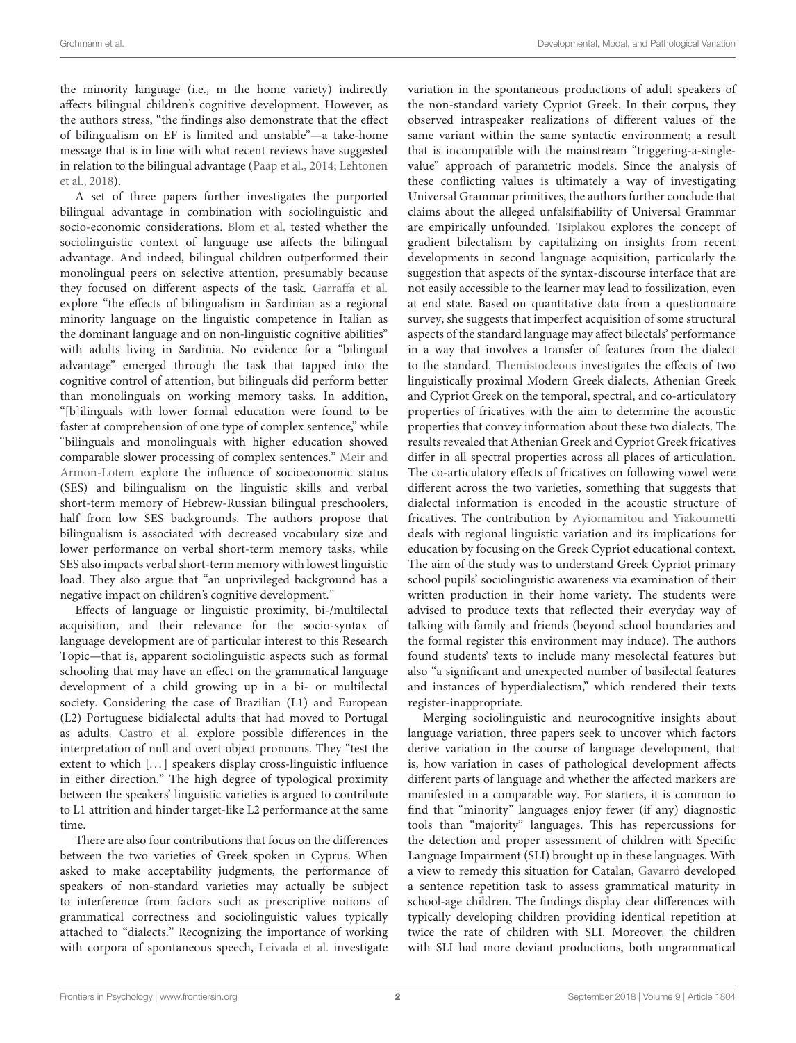the minority language (i.e., m the home variety) indirectly affects bilingual children's cognitive development. However, as the authors stress, "the findings also demonstrate that the effect of bilingualism on EF is limited and unstable"—a take-home message that is in line with what recent reviews have suggested in relation to the bilingual advantage (Paap et al., 2014; Lehtonen et al., 2018).

A set of three papers further investigates the purported bilingual advantage in combination with sociolinguistic and socio-economic considerations. Blom et al. tested whether the sociolinguistic context of language use affects the bilingual advantage. And indeed, bilingual children outperformed their monolingual peers on selective attention, presumably because they focused on different aspects of the task. Garraffa et al. explore "the effects of bilingualism in Sardinian as a regional minority language on the linguistic competence in Italian as the dominant language and on non-linguistic cognitive abilities" with adults living in Sardinia. No evidence for a "bilingual advantage" emerged through the task that tapped into the cognitive control of attention, but bilinguals did perform better than monolinguals on working memory tasks. In addition, "[b]ilinguals with lower formal education were found to be faster at comprehension of one type of complex sentence," while "bilinguals and monolinguals with higher education showed comparable slower processing of complex sentences." Meir and Armon-Lotem explore the influence of socioeconomic status (SES) and bilingualism on the linguistic skills and verbal short-term memory of Hebrew-Russian bilingual preschoolers, half from low SES backgrounds. The authors propose that bilingualism is associated with decreased vocabulary size and lower performance on verbal short-term memory tasks, while SES also impacts verbal short-term memory with lowest linguistic load. They also argue that "an unprivileged background has a negative impact on children's cognitive development."

Effects of language or linguistic proximity, bi-/multilectal acquisition, and their relevance for the socio-syntax of language development are of particular interest to this Research Topic—that is, apparent sociolinguistic aspects such as formal schooling that may have an effect on the grammatical language development of a child growing up in a bi- or multilectal society. Considering the case of Brazilian (L1) and European (L2) Portuguese bidialectal adults that had moved to Portugal as adults, Castro et al. explore possible differences in the interpretation of null and overt object pronouns. They "test the extent to which [...] speakers display cross-linguistic influence in either direction." The high degree of typological proximity between the speakers' linguistic varieties is argued to contribute to L1 attrition and hinder target-like L2 performance at the same time.

There are also four contributions that focus on the differences between the two varieties of Greek spoken in Cyprus. When asked to make acceptability judgments, the performance of speakers of non-standard varieties may actually be subject to interference from factors such as prescriptive notions of grammatical correctness and sociolinguistic values typically attached to "dialects." Recognizing the importance of working with corpora of spontaneous speech, Leivada et al. investigate variation in the spontaneous productions of adult speakers of the non-standard variety Cypriot Greek. In their corpus, they observed intraspeaker realizations of different values of the same variant within the same syntactic environment; a result that is incompatible with the mainstream "triggering-a-single-value" approach of parametric models. Since the analysis of these conflicting values is ultimately a way of investigating Universal Grammar primitives, the authors further conclude that claims about the alleged unfalsifiability of Universal Grammar are empirically unfounded. Tsiplakou explores the concept of gradient bilectalism by capitalizing on insights from recent developments in second language acquisition, particularly the suggestion that aspects of the syntax-discourse interface that are not easily accessible to the learner may lead to fossilization, even at end state. Based on quantitative data from a questionnaire survey, she suggests that imperfect acquisition of some structural aspects of the standard language may affect bilectals' performance in a way that involves a transfer of features from the dialect to the standard. Themistocleous investigates the effects of two linguistically proximal Modern Greek dialects, Athenian Greek and Cypriot Greek on the temporal, spectral, and co-articulatory properties of fricatives with the aim to determine the acoustic properties that convey information about these two dialects. The results revealed that Athenian Greek and Cypriot Greek fricatives differ in all spectral properties across all places of articulation. The co-articulatory effects of fricatives on following vowel were different across the two varieties, something that suggests that dialectal information is encoded in the acoustic structure of fricatives. The contribution by Ayiomamitou and Yiakoumetti deals with regional linguistic variation and its implications for education by focusing on the Greek Cypriot educational context. The aim of the study was to understand Greek Cypriot primary school pupils' sociolinguistic awareness via examination of their written production in their home variety. The students were advised to produce texts that reflected their everyday way of talking with family and friends (beyond school boundaries and the formal register this environment may induce). The authors found students' texts to include many mesolectal features but also "a significant and unexpected number of basilectal features and instances of hyperdialectism," which rendered their texts register-inappropriate.

Merging sociolinguistic and neurocognitive insights about language variation, three papers seek to uncover which factors derive variation in the course of language development, that is, how variation in cases of pathological development affects different parts of language and whether the affected markers are manifested in a comparable way. For starters, it is common to find that "minority" languages enjoy fewer (if any) diagnostic tools than "majority" languages. This has repercussions for the detection and proper assessment of children with Specific Language Impairment (SLI) brought up in these languages. With a view to remedy this situation for Catalan, Gavarró developed a sentence repetition task to assess grammatical maturity in school-age children. The findings display clear differences with typically developing children providing identical repetition at twice the rate of children with SLI. Moreover, the children with SLI had more deviant productions, both ungrammatical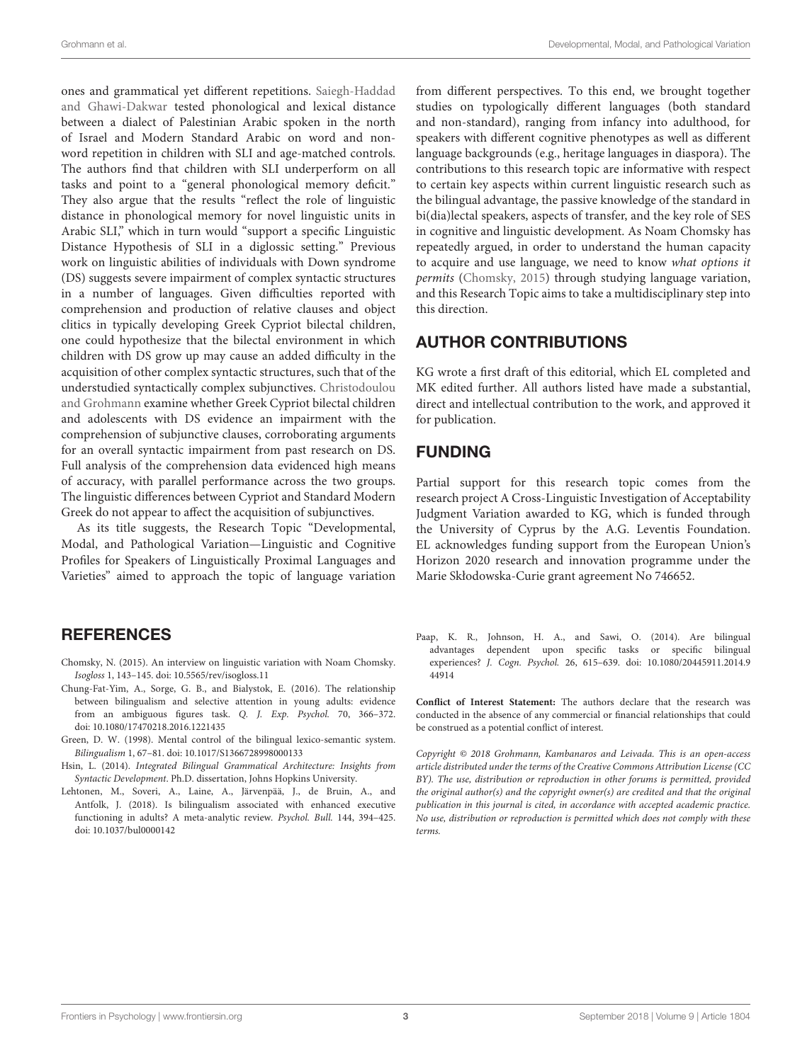ones and grammatical yet different repetitions. Saiegh-Haddad and Ghawi-Dakwar tested phonological and lexical distance between a dialect of Palestinian Arabic spoken in the north of Israel and Modern Standard Arabic on word and non-word repetition in children with SLI and age-matched controls. The authors find that children with SLI underperform on all tasks and point to a "general phonological memory deficit." They also argue that the results "reflect the role of linguistic distance in phonological memory for novel linguistic units in Arabic SLI," which in turn would "support a specific Linguistic Distance Hypothesis of SLI in a diglossic setting." Previous work on linguistic abilities of individuals with Down syndrome (DS) suggests severe impairment of complex syntactic structures in a number of languages. Given difficulties reported with comprehension and production of relative clauses and object clitics in typically developing Greek Cypriot bilectal children, one could hypothesize that the bilectal environment in which children with DS grow up may cause an added difficulty in the acquisition of other complex syntactic structures, such that of the understudied syntactically complex subjunctives. Christodoulou and Grohmann examine whether Greek Cypriot bilectal children and adolescents with DS evidence an impairment with the comprehension of subjunctive clauses, corroborating arguments for an overall syntactic impairment from past research on DS. Full analysis of the comprehension data evidenced high means of accuracy, with parallel performance across the two groups. The linguistic differences between Cypriot and Standard Modern Greek do not appear to affect the acquisition of subjunctives.

As its title suggests, the Research Topic "Developmental, Modal, and Pathological Variation—Linguistic and Cognitive Profiles for Speakers of Linguistically Proximal Languages and Varieties" aimed to approach the topic of language variation from different perspectives. To this end, we brought together studies on typologically different languages (both standard and non-standard), ranging from infancy into adulthood, for speakers with different cognitive phenotypes as well as different language backgrounds (e.g., heritage languages in diaspora). The contributions to this research topic are informative with respect to certain key aspects within current linguistic research such as the bilingual advantage, the passive knowledge of the standard in bi(dia)lectal speakers, aspects of transfer, and the key role of SES in cognitive and linguistic development. As Noam Chomsky has repeatedly argued, in order to understand the human capacity to acquire and use language, we need to know *what options it permits* (Chomsky, 2015) through studying language variation, and this Research Topic aims to take a multidisciplinary step into this direction.

## AUTHOR CONTRIBUTIONS

KG wrote a first draft of this editorial, which EL completed and MK edited further. All authors listed have made a substantial, direct and intellectual contribution to the work, and approved it for publication.

## FUNDING

Partial support for this research topic comes from the research project A Cross-Linguistic Investigation of Acceptability Judgment Variation awarded to KG, which is funded through the University of Cyprus by the A.G. Leventis Foundation. EL acknowledges funding support from the European Union's Horizon 2020 research and innovation programme under the Marie Skłodowska-Curie grant agreement No 746652.

## REFERENCES

Chomsky, N. (2015). An interview on linguistic variation with Noam Chomsky. *Isogloss* 1, 143–145. doi: 10.5565/rev/isogloss.11

Chung-Fat-Yim, A., Sorge, G. B., and Bialystok, E. (2016). The relationship between bilingualism and selective attention in young adults: evidence from an ambiguous figures task. *Q. J. Exp. Psychol.* 70, 366–372. doi: 10.1080/17470218.2016.1221435

Green, D. W. (1998). Mental control of the bilingual lexico-semantic system. *Bilingualism* 1, 67–81. doi: 10.1017/S1366728998000133

Hsin, L. (2014). *Integrated Bilingual Grammatical Architecture: Insights from Syntactic Development*. Ph.D. dissertation, Johns Hopkins University.

Lehtonen, M., Soveri, A., Laine, A., Järvenpää, J., de Bruin, A., and Antfolk, J. (2018). Is bilingualism associated with enhanced executive functioning in adults? A meta-analytic review. *Psychol. Bull.* 144, 394–425. doi: 10.1037/bul0000142

Paap, K. R., Johnson, H. A., and Sawi, O. (2014). Are bilingual advantages dependent upon specific tasks or specific bilingual experiences? *J. Cogn. Psychol.* 26, 615–639. doi: 10.1080/20445911.2014.944914

**Conflict of Interest Statement:** The authors declare that the research was conducted in the absence of any commercial or financial relationships that could be construed as a potential conflict of interest.

*Copyright © 2018 Grohmann, Kambanaros and Leivada. This is an open-access article distributed under the terms of the Creative Commons Attribution License (CC BY). The use, distribution or reproduction in other forums is permitted, provided the original author(s) and the copyright owner(s) are credited and that the original publication in this journal is cited, in accordance with accepted academic practice. No use, distribution or reproduction is permitted which does not comply with these terms.*